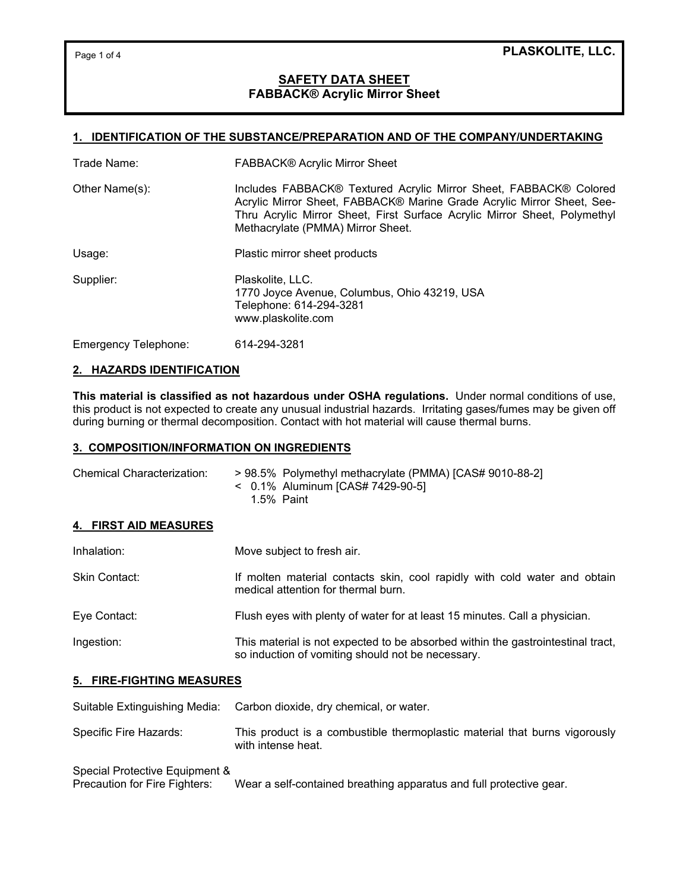**PLASKOLITE, LLC.**

# SAFETY DATA SHEET
## FABBACK® Acrylic Mirror Sheet

### 1. IDENTIFICATION OF THE SUBSTANCE/PREPARATION AND OF THE COMPANY/UNDERTAKING

| | |
|---|---|
| Trade Name: | FABBACK® Acrylic Mirror Sheet |
| Other Name(s): | Includes FABBACK® Textured Acrylic Mirror Sheet, FABBACK® Colored Acrylic Mirror Sheet, FABBACK® Marine Grade Acrylic Mirror Sheet, See-Thru Acrylic Mirror Sheet, First Surface Acrylic Mirror Sheet, Polymethyl Methacrylate (PMMA) Mirror Sheet. |
| Usage: | Plastic mirror sheet products |
| Supplier: | Plaskolite, LLC.<br>1770 Joyce Avenue, Columbus, Ohio 43219, USA<br>Telephone: 614-294-3281<br>www.plaskolite.com |
| Emergency Telephone: | 614-294-3281 |

### 2. HAZARDS IDENTIFICATION

**This material is classified as not hazardous under OSHA regulations.** Under normal conditions of use, this product is not expected to create any unusual industrial hazards. Irritating gases/fumes may be given off during burning or thermal decomposition. Contact with hot material will cause thermal burns.

### 3. COMPOSITION/INFORMATION ON INGREDIENTS

Chemical Characterization:
- > 98.5% Polymethyl methacrylate (PMMA) [CAS# 9010-88-2]
- < 0.1% Aluminum [CAS# 7429-90-5]
- 1.5% Paint

### 4. FIRST AID MEASURES

| | |
|---|---|
| Inhalation: | Move subject to fresh air. |
| Skin Contact: | If molten material contacts skin, cool rapidly with cold water and obtain medical attention for thermal burn. |
| Eye Contact: | Flush eyes with plenty of water for at least 15 minutes. Call a physician. |
| Ingestion: | This material is not expected to be absorbed within the gastrointestinal tract, so induction of vomiting should not be necessary. |

### 5. FIRE-FIGHTING MEASURES

| | |
|---|---|
| Suitable Extinguishing Media: | Carbon dioxide, dry chemical, or water. |
| Specific Fire Hazards: | This product is a combustible thermoplastic material that burns vigorously with intense heat. |
| Special Protective Equipment & Precaution for Fire Fighters: | Wear a self-contained breathing apparatus and full protective gear. |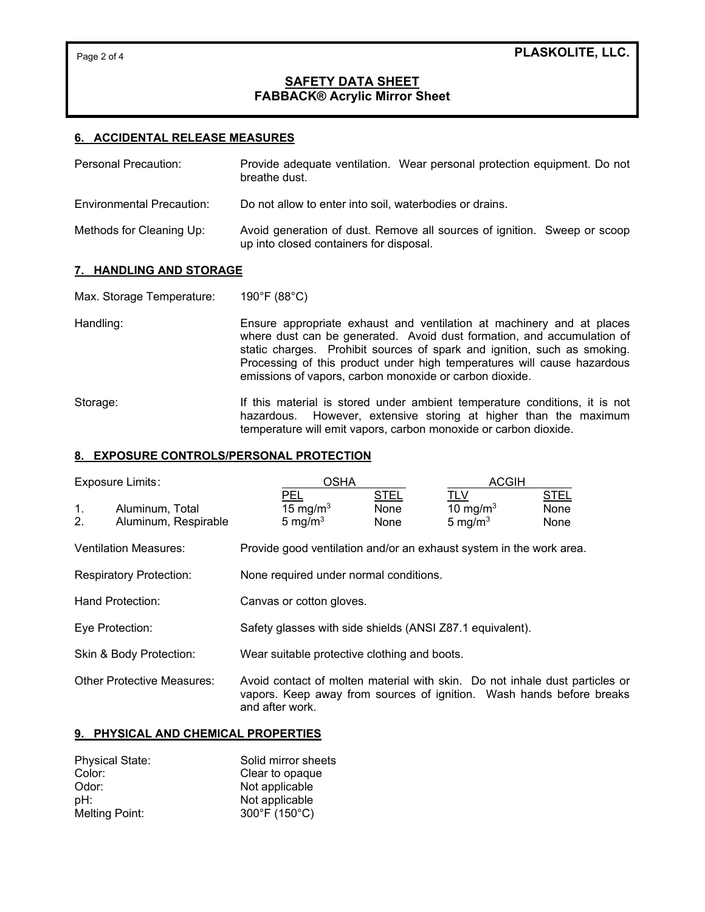**PLASKOLITE, LLC.**

**SAFETY DATA SHEET**
**FABBACK® Acrylic Mirror Sheet**

## 6. ACCIDENTAL RELEASE MEASURES

Personal Precaution: Provide adequate ventilation. Wear personal protection equipment. Do not breathe dust.

Environmental Precaution: Do not allow to enter into soil, waterbodies or drains.

Methods for Cleaning Up: Avoid generation of dust. Remove all sources of ignition. Sweep or scoop up into closed containers for disposal.

## 7. HANDLING AND STORAGE

Max. Storage Temperature: 190°F (88°C)

Handling: Ensure appropriate exhaust and ventilation at machinery and at places where dust can be generated. Avoid dust formation, and accumulation of static charges. Prohibit sources of spark and ignition, such as smoking. Processing of this product under high temperatures will cause hazardous emissions of vapors, carbon monoxide or carbon dioxide.

Storage: If this material is stored under ambient temperature conditions, it is not hazardous. However, extensive storing at higher than the maximum temperature will emit vapors, carbon monoxide or carbon dioxide.

## 8. EXPOSURE CONTROLS/PERSONAL PROTECTION

| Exposure Limits: | | OSHA | | ACGIH | |
|---|---|---|---|---|---|
| | | PEL | STEL | TLV | STEL |
| 1. | Aluminum, Total | 15 mg/m$^3$ | None | 10 mg/m$^3$ | None |
| 2. | Aluminum, Respirable | 5 mg/m$^3$ | None | 5 mg/m$^3$ | None |

Ventilation Measures: Provide good ventilation and/or an exhaust system in the work area.

Respiratory Protection: None required under normal conditions.

Hand Protection: Canvas or cotton gloves.

Eye Protection: Safety glasses with side shields (ANSI Z87.1 equivalent).

Skin & Body Protection: Wear suitable protective clothing and boots.

Other Protective Measures: Avoid contact of molten material with skin. Do not inhale dust particles or vapors. Keep away from sources of ignition. Wash hands before breaks and after work.

## 9. PHYSICAL AND CHEMICAL PROPERTIES

Physical State: Solid mirror sheets
Color: Clear to opaque
Odor: Not applicable
pH: Not applicable
Melting Point: 300°F (150°C)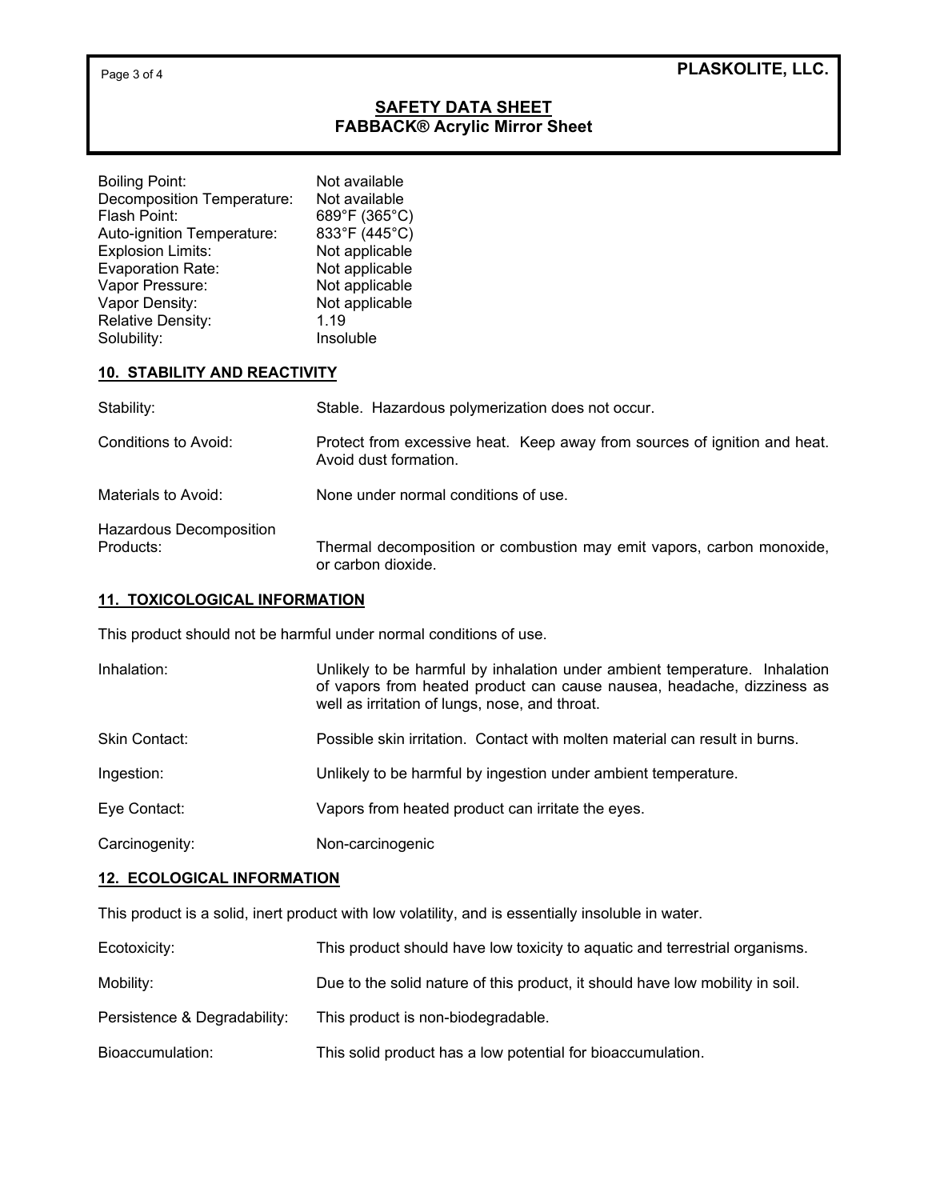| | |
|---|---|
| Boiling Point: | Not available |
| Decomposition Temperature: | Not available |
| Flash Point: | 689°F (365°C) |
| Auto-ignition Temperature: | 833°F (445°C) |
| Explosion Limits: | Not applicable |
| Evaporation Rate: | Not applicable |
| Vapor Pressure: | Not applicable |
| Vapor Density: | Not applicable |
| Relative Density: | 1.19 |
| Solubility: | Insoluble |

## 10. STABILITY AND REACTIVITY

| | |
|---|---|
| Stability: | Stable. Hazardous polymerization does not occur. |
| Conditions to Avoid: | Protect from excessive heat. Keep away from sources of ignition and heat. Avoid dust formation. |
| Materials to Avoid: | None under normal conditions of use. |
| Hazardous Decomposition Products: | Thermal decomposition or combustion may emit vapors, carbon monoxide, or carbon dioxide. |

## 11. TOXICOLOGICAL INFORMATION

This product should not be harmful under normal conditions of use.

| | |
|---|---|
| Inhalation: | Unlikely to be harmful by inhalation under ambient temperature. Inhalation of vapors from heated product can cause nausea, headache, dizziness as well as irritation of lungs, nose, and throat. |
| Skin Contact: | Possible skin irritation. Contact with molten material can result in burns. |
| Ingestion: | Unlikely to be harmful by ingestion under ambient temperature. |
| Eye Contact: | Vapors from heated product can irritate the eyes. |
| Carcinogenity: | Non-carcinogenic |

## 12. ECOLOGICAL INFORMATION

This product is a solid, inert product with low volatility, and is essentially insoluble in water.

| | |
|---|---|
| Ecotoxicity: | This product should have low toxicity to aquatic and terrestrial organisms. |
| Mobility: | Due to the solid nature of this product, it should have low mobility in soil. |
| Persistence & Degradability: | This product is non-biodegradable. |
| Bioaccumulation: | This solid product has a low potential for bioaccumulation. |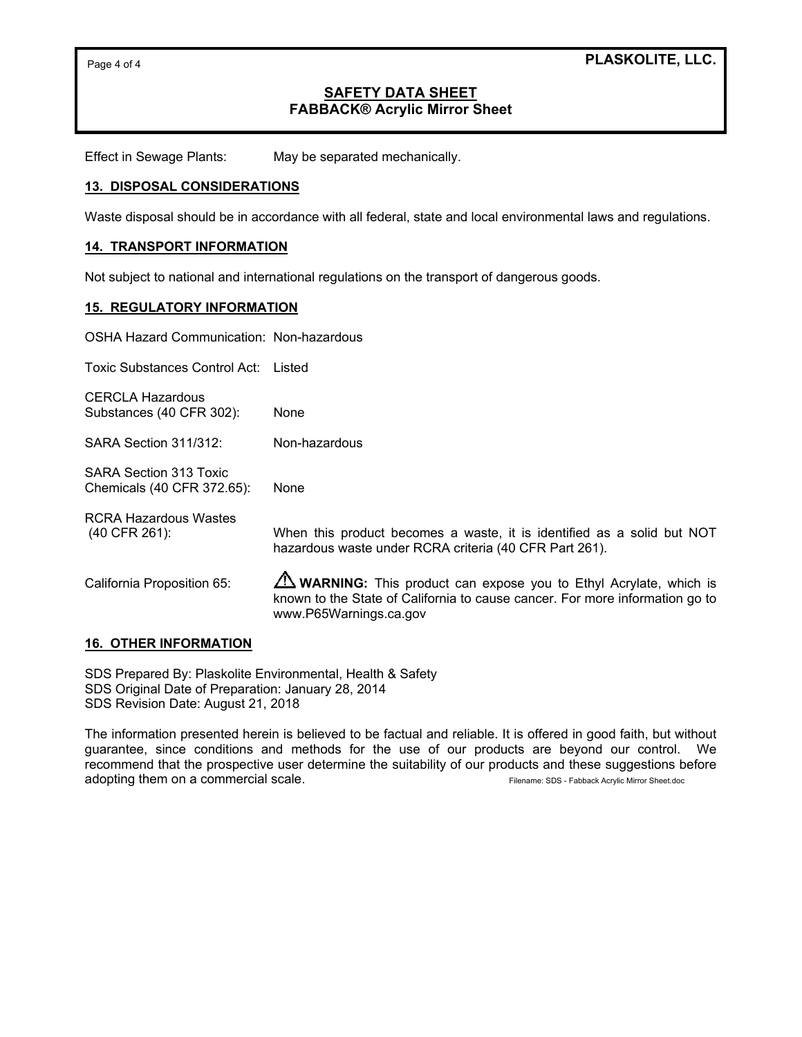Effect in Sewage Plants: May be separated mechanically.

## 13. DISPOSAL CONSIDERATIONS

Waste disposal should be in accordance with all federal, state and local environmental laws and regulations.

## 14. TRANSPORT INFORMATION

Not subject to national and international regulations on the transport of dangerous goods.

## 15. REGULATORY INFORMATION

| | |
|---|---|
| OSHA Hazard Communication: | Non-hazardous |
| Toxic Substances Control Act: | Listed |
| CERCLA Hazardous Substances (40 CFR 302): | None |
| SARA Section 311/312: | Non-hazardous |
| SARA Section 313 Toxic Chemicals (40 CFR 372.65): | None |
| RCRA Hazardous Wastes (40 CFR 261): | When this product becomes a waste, it is identified as a solid but NOT hazardous waste under RCRA criteria (40 CFR Part 261). |
| California Proposition 65: | ⚠ **WARNING:** This product can expose you to Ethyl Acrylate, which is known to the State of California to cause cancer. For more information go to www.P65Warnings.ca.gov |

## 16. OTHER INFORMATION

SDS Prepared By: Plaskolite Environmental, Health & Safety
SDS Original Date of Preparation: January 28, 2014
SDS Revision Date: August 21, 2018

The information presented herein is believed to be factual and reliable. It is offered in good faith, but without guarantee, since conditions and methods for the use of our products are beyond our control. We recommend that the prospective user determine the suitability of our products and these suggestions before adopting them on a commercial scale.

Filename: SDS - Fabback Acrylic Mirror Sheet.doc